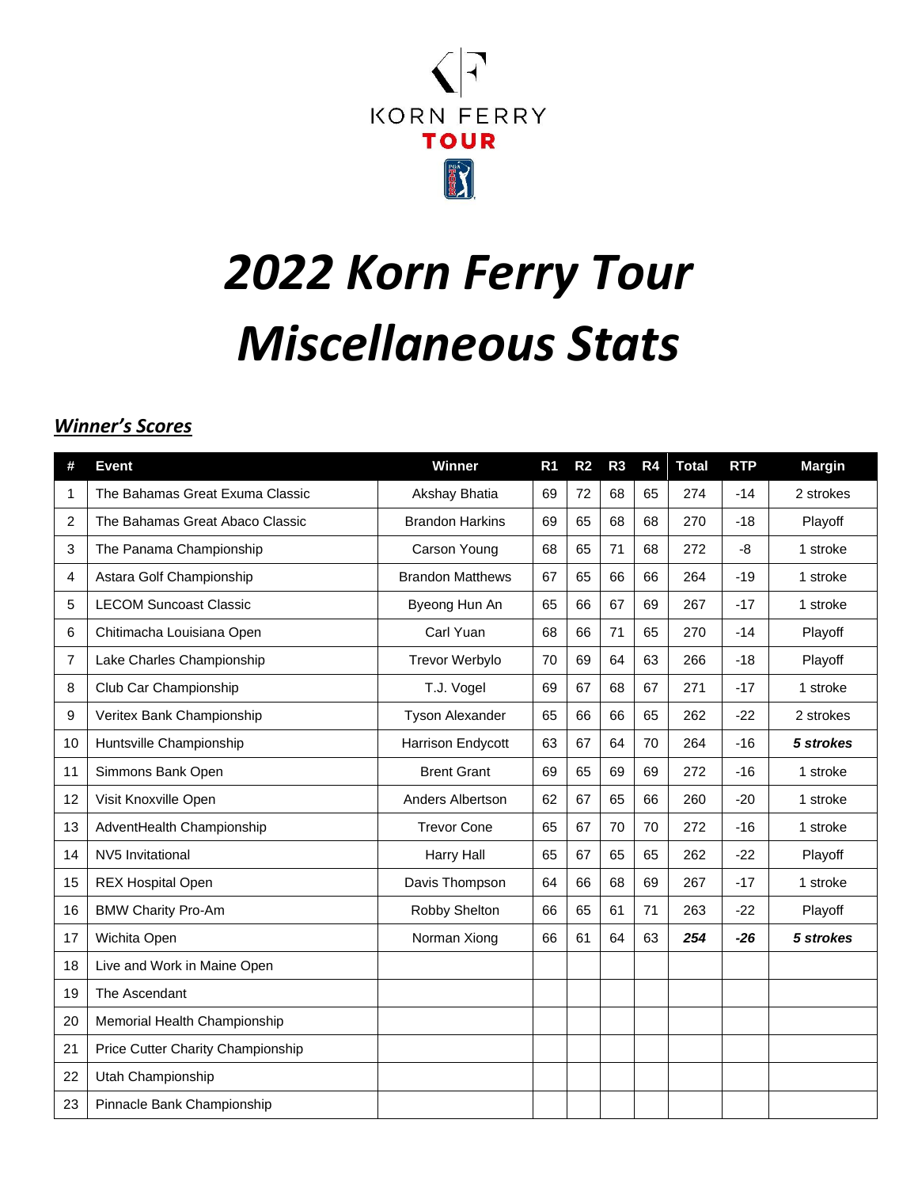# *2022 Korn Ferry Tour Miscellaneous Stats*

## ***Winner's Scores***

| # | Event | Winner | R1 | R2 | R3 | R4 | Total | RTP | Margin |
|---|---|---|---|---|---|---|---|---|---|
| 1 | The Bahamas Great Exuma Classic | Akshay Bhatia | 69 | 72 | 68 | 65 | 274 | -14 | 2 strokes |
| 2 | The Bahamas Great Abaco Classic | Brandon Harkins | 69 | 65 | 68 | 68 | 270 | -18 | Playoff |
| 3 | The Panama Championship | Carson Young | 68 | 65 | 71 | 68 | 272 | -8 | 1 stroke |
| 4 | Astara Golf Championship | Brandon Matthews | 67 | 65 | 66 | 66 | 264 | -19 | 1 stroke |
| 5 | LECOM Suncoast Classic | Byeong Hun An | 65 | 66 | 67 | 69 | 267 | -17 | 1 stroke |
| 6 | Chitimacha Louisiana Open | Carl Yuan | 68 | 66 | 71 | 65 | 270 | -14 | Playoff |
| 7 | Lake Charles Championship | Trevor Werbylo | 70 | 69 | 64 | 63 | 266 | -18 | Playoff |
| 8 | Club Car Championship | T.J. Vogel | 69 | 67 | 68 | 67 | 271 | -17 | 1 stroke |
| 9 | Veritex Bank Championship | Tyson Alexander | 65 | 66 | 66 | 65 | 262 | -22 | 2 strokes |
| 10 | Huntsville Championship | Harrison Endycott | 63 | 67 | 64 | 70 | 264 | -16 | ***5 strokes*** |
| 11 | Simmons Bank Open | Brent Grant | 69 | 65 | 69 | 69 | 272 | -16 | 1 stroke |
| 12 | Visit Knoxville Open | Anders Albertson | 62 | 67 | 65 | 66 | 260 | -20 | 1 stroke |
| 13 | AdventHealth Championship | Trevor Cone | 65 | 67 | 70 | 70 | 272 | -16 | 1 stroke |
| 14 | NV5 Invitational | Harry Hall | 65 | 67 | 65 | 65 | 262 | -22 | Playoff |
| 15 | REX Hospital Open | Davis Thompson | 64 | 66 | 68 | 69 | 267 | -17 | 1 stroke |
| 16 | BMW Charity Pro-Am | Robby Shelton | 66 | 65 | 61 | 71 | 263 | -22 | Playoff |
| 17 | Wichita Open | Norman Xiong | 66 | 61 | 64 | 63 | ***254*** | ***-26*** | ***5 strokes*** |
| 18 | Live and Work in Maine Open | | | | | | | | |
| 19 | The Ascendant | | | | | | | | |
| 20 | Memorial Health Championship | | | | | | | | |
| 21 | Price Cutter Charity Championship | | | | | | | | |
| 22 | Utah Championship | | | | | | | | |
| 23 | Pinnacle Bank Championship | | | | | | | | |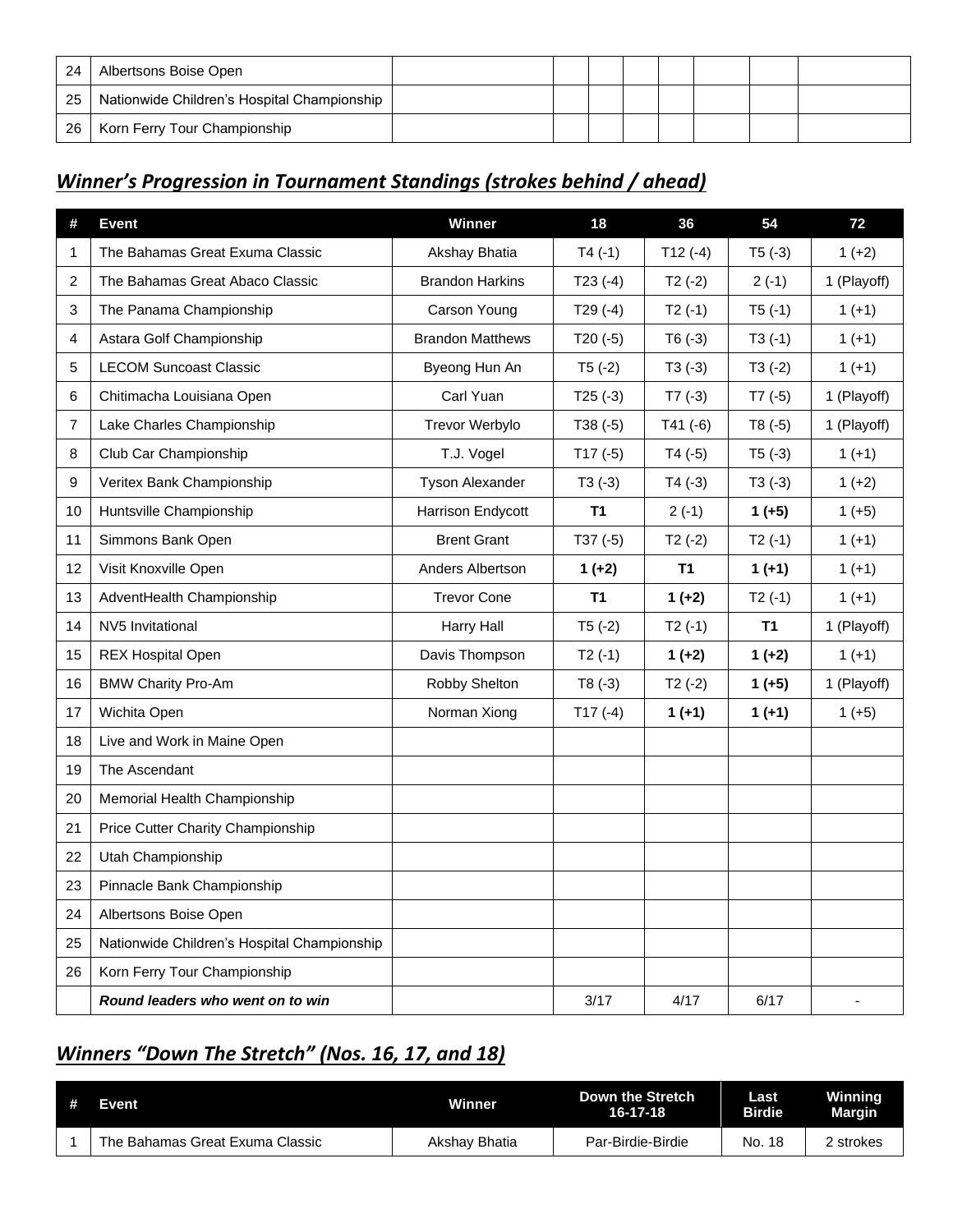| 24 | Albertsons Boise Open | | | | | | | | |
|---|---|---|---|---|---|---|---|---|---|
| 25 | Nationwide Children's Hospital Championship | | | | | | | | |
| 26 | Korn Ferry Tour Championship | | | | | | | | |

## *Winner's Progression in Tournament Standings (strokes behind / ahead)*

| # | Event | Winner | 18 | 36 | 54 | 72 |
|---|---|---|---|---|---|---|
| 1 | The Bahamas Great Exuma Classic | Akshay Bhatia | T4 (-1) | T12 (-4) | T5 (-3) | 1 (+2) |
| 2 | The Bahamas Great Abaco Classic | Brandon Harkins | T23 (-4) | T2 (-2) | 2 (-1) | 1 (Playoff) |
| 3 | The Panama Championship | Carson Young | T29 (-4) | T2 (-1) | T5 (-1) | 1 (+1) |
| 4 | Astara Golf Championship | Brandon Matthews | T20 (-5) | T6 (-3) | T3 (-1) | 1 (+1) |
| 5 | LECOM Suncoast Classic | Byeong Hun An | T5 (-2) | T3 (-3) | T3 (-2) | 1 (+1) |
| 6 | Chitimacha Louisiana Open | Carl Yuan | T25 (-3) | T7 (-3) | T7 (-5) | 1 (Playoff) |
| 7 | Lake Charles Championship | Trevor Werbylo | T38 (-5) | T41 (-6) | T8 (-5) | 1 (Playoff) |
| 8 | Club Car Championship | T.J. Vogel | T17 (-5) | T4 (-5) | T5 (-3) | 1 (+1) |
| 9 | Veritex Bank Championship | Tyson Alexander | T3 (-3) | T4 (-3) | T3 (-3) | 1 (+2) |
| 10 | Huntsville Championship | Harrison Endycott | **T1** | 2 (-1) | **1 (+5)** | 1 (+5) |
| 11 | Simmons Bank Open | Brent Grant | T37 (-5) | T2 (-2) | T2 (-1) | 1 (+1) |
| 12 | Visit Knoxville Open | Anders Albertson | **1 (+2)** | **T1** | **1 (+1)** | 1 (+1) |
| 13 | AdventHealth Championship | Trevor Cone | **T1** | **1 (+2)** | T2 (-1) | 1 (+1) |
| 14 | NV5 Invitational | Harry Hall | T5 (-2) | T2 (-1) | **T1** | 1 (Playoff) |
| 15 | REX Hospital Open | Davis Thompson | T2 (-1) | **1 (+2)** | **1 (+2)** | 1 (+1) |
| 16 | BMW Charity Pro-Am | Robby Shelton | T8 (-3) | T2 (-2) | **1 (+5)** | 1 (Playoff) |
| 17 | Wichita Open | Norman Xiong | T17 (-4) | **1 (+1)** | **1 (+1)** | 1 (+5) |
| 18 | Live and Work in Maine Open | | | | | |
| 19 | The Ascendant | | | | | |
| 20 | Memorial Health Championship | | | | | |
| 21 | Price Cutter Charity Championship | | | | | |
| 22 | Utah Championship | | | | | |
| 23 | Pinnacle Bank Championship | | | | | |
| 24 | Albertsons Boise Open | | | | | |
| 25 | Nationwide Children's Hospital Championship | | | | | |
| 26 | Korn Ferry Tour Championship | | | | | |
| | ***Round leaders who went on to win*** | | 3/17 | 4/17 | 6/17 | - |

## *Winners "Down The Stretch" (Nos. 16, 17, and 18)*

| # | Event | Winner | Down the Stretch 16-17-18 | Last Birdie | Winning Margin |
|---|---|---|---|---|---|
| 1 | The Bahamas Great Exuma Classic | Akshay Bhatia | Par-Birdie-Birdie | No. 18 | 2 strokes |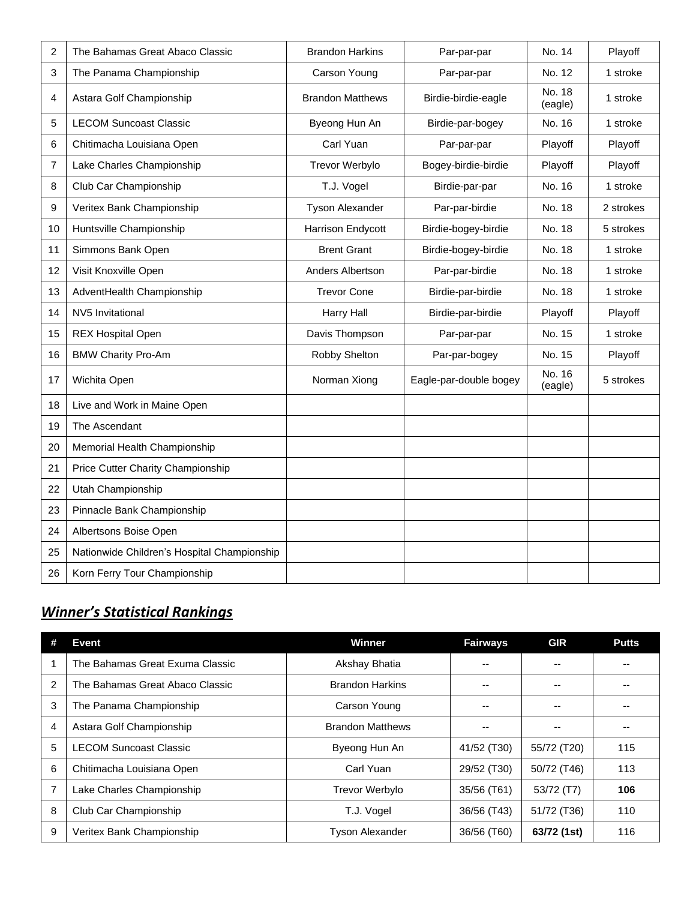| 2 | The Bahamas Great Abaco Classic | Brandon Harkins | Par-par-par | No. 14 | Playoff |
|---|---|---|---|---|---|
| 3 | The Panama Championship | Carson Young | Par-par-par | No. 12 | 1 stroke |
| 4 | Astara Golf Championship | Brandon Matthews | Birdie-birdie-eagle | No. 18 (eagle) | 1 stroke |
| 5 | LECOM Suncoast Classic | Byeong Hun An | Birdie-par-bogey | No. 16 | 1 stroke |
| 6 | Chitimacha Louisiana Open | Carl Yuan | Par-par-par | Playoff | Playoff |
| 7 | Lake Charles Championship | Trevor Werbylo | Bogey-birdie-birdie | Playoff | Playoff |
| 8 | Club Car Championship | T.J. Vogel | Birdie-par-par | No. 16 | 1 stroke |
| 9 | Veritex Bank Championship | Tyson Alexander | Par-par-birdie | No. 18 | 2 strokes |
| 10 | Huntsville Championship | Harrison Endycott | Birdie-bogey-birdie | No. 18 | 5 strokes |
| 11 | Simmons Bank Open | Brent Grant | Birdie-bogey-birdie | No. 18 | 1 stroke |
| 12 | Visit Knoxville Open | Anders Albertson | Par-par-birdie | No. 18 | 1 stroke |
| 13 | AdventHealth Championship | Trevor Cone | Birdie-par-birdie | No. 18 | 1 stroke |
| 14 | NV5 Invitational | Harry Hall | Birdie-par-birdie | Playoff | Playoff |
| 15 | REX Hospital Open | Davis Thompson | Par-par-par | No. 15 | 1 stroke |
| 16 | BMW Charity Pro-Am | Robby Shelton | Par-par-bogey | No. 15 | Playoff |
| 17 | Wichita Open | Norman Xiong | Eagle-par-double bogey | No. 16 (eagle) | 5 strokes |
| 18 | Live and Work in Maine Open | | | | |
| 19 | The Ascendant | | | | |
| 20 | Memorial Health Championship | | | | |
| 21 | Price Cutter Charity Championship | | | | |
| 22 | Utah Championship | | | | |
| 23 | Pinnacle Bank Championship | | | | |
| 24 | Albertsons Boise Open | | | | |
| 25 | Nationwide Children's Hospital Championship | | | | |
| 26 | Korn Ferry Tour Championship | | | | |

## ***Winner's Statistical Rankings***

| # | Event | Winner | Fairways | GIR | Putts |
|---|---|---|---|---|---|
| 1 | The Bahamas Great Exuma Classic | Akshay Bhatia | -- | -- | -- |
| 2 | The Bahamas Great Abaco Classic | Brandon Harkins | -- | -- | -- |
| 3 | The Panama Championship | Carson Young | -- | -- | -- |
| 4 | Astara Golf Championship | Brandon Matthews | -- | -- | -- |
| 5 | LECOM Suncoast Classic | Byeong Hun An | 41/52 (T30) | 55/72 (T20) | 115 |
| 6 | Chitimacha Louisiana Open | Carl Yuan | 29/52 (T30) | 50/72 (T46) | 113 |
| 7 | Lake Charles Championship | Trevor Werbylo | 35/56 (T61) | 53/72 (T7) | **106** |
| 8 | Club Car Championship | T.J. Vogel | 36/56 (T43) | 51/72 (T36) | 110 |
| 9 | Veritex Bank Championship | Tyson Alexander | 36/56 (T60) | **63/72 (1st)** | 116 |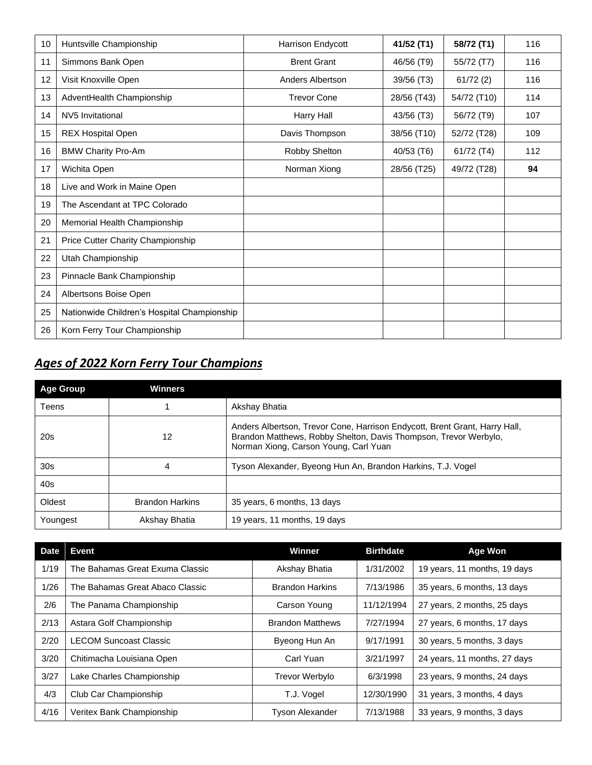| | | | | | |
|---|---|---|---|---|---|
| 10 | Huntsville Championship | Harrison Endycott | **41/52 (T1)** | **58/72 (T1)** | 116 |
| 11 | Simmons Bank Open | Brent Grant | 46/56 (T9) | 55/72 (T7) | 116 |
| 12 | Visit Knoxville Open | Anders Albertson | 39/56 (T3) | 61/72 (2) | 116 |
| 13 | AdventHealth Championship | Trevor Cone | 28/56 (T43) | 54/72 (T10) | 114 |
| 14 | NV5 Invitational | Harry Hall | 43/56 (T3) | 56/72 (T9) | 107 |
| 15 | REX Hospital Open | Davis Thompson | 38/56 (T10) | 52/72 (T28) | 109 |
| 16 | BMW Charity Pro-Am | Robby Shelton | 40/53 (T6) | 61/72 (T4) | 112 |
| 17 | Wichita Open | Norman Xiong | 28/56 (T25) | 49/72 (T28) | **94** |
| 18 | Live and Work in Maine Open | | | | |
| 19 | The Ascendant at TPC Colorado | | | | |
| 20 | Memorial Health Championship | | | | |
| 21 | Price Cutter Charity Championship | | | | |
| 22 | Utah Championship | | | | |
| 23 | Pinnacle Bank Championship | | | | |
| 24 | Albertsons Boise Open | | | | |
| 25 | Nationwide Children's Hospital Championship | | | | |
| 26 | Korn Ferry Tour Championship | | | | |

## ***Ages of 2022 Korn Ferry Tour Champions***

| Age Group | Winners | |
|---|---|---|
| Teens | 1 | Akshay Bhatia |
| 20s | 12 | Anders Albertson, Trevor Cone, Harrison Endycott, Brent Grant, Harry Hall, Brandon Matthews, Robby Shelton, Davis Thompson, Trevor Werbylo, Norman Xiong, Carson Young, Carl Yuan |
| 30s | 4 | Tyson Alexander, Byeong Hun An, Brandon Harkins, T.J. Vogel |
| 40s | | |
| Oldest | Brandon Harkins | 35 years, 6 months, 13 days |
| Youngest | Akshay Bhatia | 19 years, 11 months, 19 days |

| Date | Event | Winner | Birthdate | Age Won |
|---|---|---|---|---|
| 1/19 | The Bahamas Great Exuma Classic | Akshay Bhatia | 1/31/2002 | 19 years, 11 months, 19 days |
| 1/26 | The Bahamas Great Abaco Classic | Brandon Harkins | 7/13/1986 | 35 years, 6 months, 13 days |
| 2/6 | The Panama Championship | Carson Young | 11/12/1994 | 27 years, 2 months, 25 days |
| 2/13 | Astara Golf Championship | Brandon Matthews | 7/27/1994 | 27 years, 6 months, 17 days |
| 2/20 | LECOM Suncoast Classic | Byeong Hun An | 9/17/1991 | 30 years, 5 months, 3 days |
| 3/20 | Chitimacha Louisiana Open | Carl Yuan | 3/21/1997 | 24 years, 11 months, 27 days |
| 3/27 | Lake Charles Championship | Trevor Werbylo | 6/3/1998 | 23 years, 9 months, 24 days |
| 4/3 | Club Car Championship | T.J. Vogel | 12/30/1990 | 31 years, 3 months, 4 days |
| 4/16 | Veritex Bank Championship | Tyson Alexander | 7/13/1988 | 33 years, 9 months, 3 days |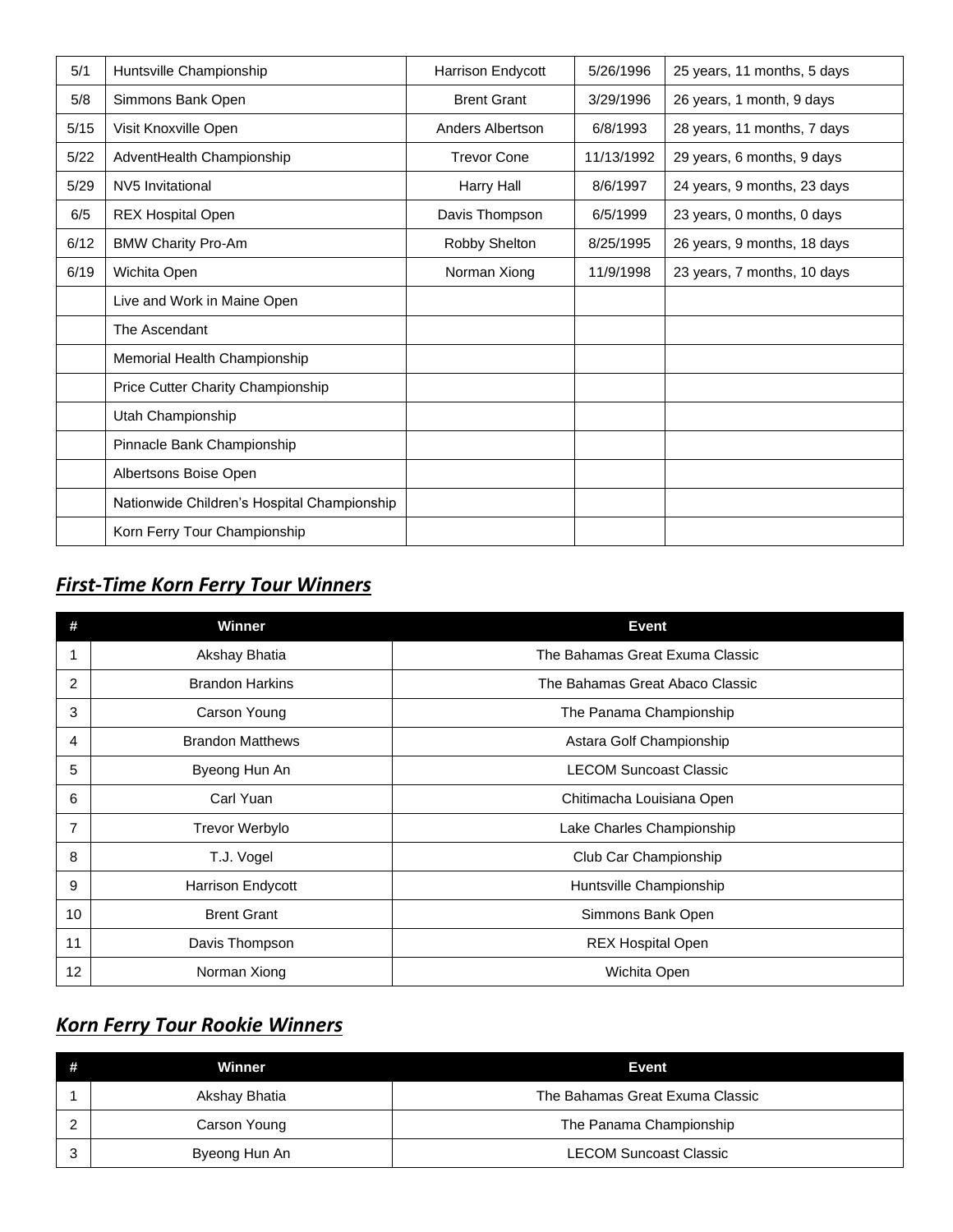| | | | | |
|---|---|---|---|---|
| 5/1 | Huntsville Championship | Harrison Endycott | 5/26/1996 | 25 years, 11 months, 5 days |
| 5/8 | Simmons Bank Open | Brent Grant | 3/29/1996 | 26 years, 1 month, 9 days |
| 5/15 | Visit Knoxville Open | Anders Albertson | 6/8/1993 | 28 years, 11 months, 7 days |
| 5/22 | AdventHealth Championship | Trevor Cone | 11/13/1992 | 29 years, 6 months, 9 days |
| 5/29 | NV5 Invitational | Harry Hall | 8/6/1997 | 24 years, 9 months, 23 days |
| 6/5 | REX Hospital Open | Davis Thompson | 6/5/1999 | 23 years, 0 months, 0 days |
| 6/12 | BMW Charity Pro-Am | Robby Shelton | 8/25/1995 | 26 years, 9 months, 18 days |
| 6/19 | Wichita Open | Norman Xiong | 11/9/1998 | 23 years, 7 months, 10 days |
| | Live and Work in Maine Open | | | |
| | The Ascendant | | | |
| | Memorial Health Championship | | | |
| | Price Cutter Charity Championship | | | |
| | Utah Championship | | | |
| | Pinnacle Bank Championship | | | |
| | Albertsons Boise Open | | | |
| | Nationwide Children's Hospital Championship | | | |
| | Korn Ferry Tour Championship | | | |

## ***First-Time Korn Ferry Tour Winners***

| # | Winner | Event |
|---|---|---|
| 1 | Akshay Bhatia | The Bahamas Great Exuma Classic |
| 2 | Brandon Harkins | The Bahamas Great Abaco Classic |
| 3 | Carson Young | The Panama Championship |
| 4 | Brandon Matthews | Astara Golf Championship |
| 5 | Byeong Hun An | LECOM Suncoast Classic |
| 6 | Carl Yuan | Chitimacha Louisiana Open |
| 7 | Trevor Werbylo | Lake Charles Championship |
| 8 | T.J. Vogel | Club Car Championship |
| 9 | Harrison Endycott | Huntsville Championship |
| 10 | Brent Grant | Simmons Bank Open |
| 11 | Davis Thompson | REX Hospital Open |
| 12 | Norman Xiong | Wichita Open |

## ***Korn Ferry Tour Rookie Winners***

| # | Winner | Event |
|---|---|---|
| 1 | Akshay Bhatia | The Bahamas Great Exuma Classic |
| 2 | Carson Young | The Panama Championship |
| 3 | Byeong Hun An | LECOM Suncoast Classic |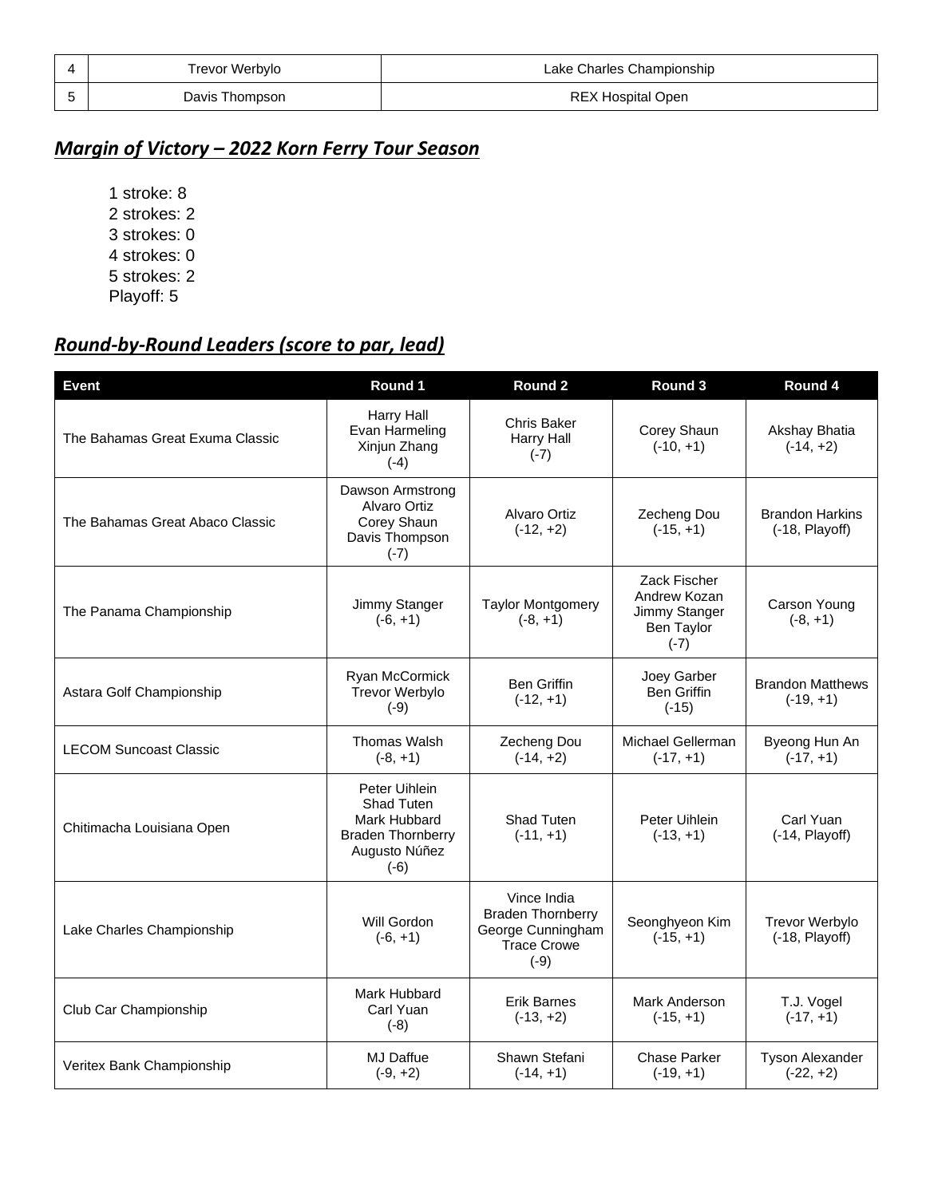| 4 | Trevor Werbylo | Lake Charles Championship |
|---|---|---|
| 5 | Davis Thompson | REX Hospital Open |

## ***Margin of Victory – 2022 Korn Ferry Tour Season***

1 stroke: 8
2 strokes: 2
3 strokes: 0
4 strokes: 0
5 strokes: 2
Playoff: 5

## ***Round-by-Round Leaders (score to par, lead)***

| Event | Round 1 | Round 2 | Round 3 | Round 4 |
|---|---|---|---|---|
| The Bahamas Great Exuma Classic | Harry Hall<br>Evan Harmeling<br>Xinjun Zhang<br>(-4) | Chris Baker<br>Harry Hall<br>(-7) | Corey Shaun<br>(-10, +1) | Akshay Bhatia<br>(-14, +2) |
| The Bahamas Great Abaco Classic | Dawson Armstrong<br>Alvaro Ortiz<br>Corey Shaun<br>Davis Thompson<br>(-7) | Alvaro Ortiz<br>(-12, +2) | Zecheng Dou<br>(-15, +1) | Brandon Harkins<br>(-18, Playoff) |
| The Panama Championship | Jimmy Stanger<br>(-6, +1) | Taylor Montgomery<br>(-8, +1) | Zack Fischer<br>Andrew Kozan<br>Jimmy Stanger<br>Ben Taylor<br>(-7) | Carson Young<br>(-8, +1) |
| Astara Golf Championship | Ryan McCormick<br>Trevor Werbylo<br>(-9) | Ben Griffin<br>(-12, +1) | Joey Garber<br>Ben Griffin<br>(-15) | Brandon Matthews<br>(-19, +1) |
| LECOM Suncoast Classic | Thomas Walsh<br>(-8, +1) | Zecheng Dou<br>(-14, +2) | Michael Gellerman<br>(-17, +1) | Byeong Hun An<br>(-17, +1) |
| Chitimacha Louisiana Open | Peter Uihlein<br>Shad Tuten<br>Mark Hubbard<br>Braden Thornberry<br>Augusto Núñez<br>(-6) | Shad Tuten<br>(-11, +1) | Peter Uihlein<br>(-13, +1) | Carl Yuan<br>(-14, Playoff) |
| Lake Charles Championship | Will Gordon<br>(-6, +1) | Vince India<br>Braden Thornberry<br>George Cunningham<br>Trace Crowe<br>(-9) | Seonghyeon Kim<br>(-15, +1) | Trevor Werbylo<br>(-18, Playoff) |
| Club Car Championship | Mark Hubbard<br>Carl Yuan<br>(-8) | Erik Barnes<br>(-13, +2) | Mark Anderson<br>(-15, +1) | T.J. Vogel<br>(-17, +1) |
| Veritex Bank Championship | MJ Daffue<br>(-9, +2) | Shawn Stefani<br>(-14, +1) | Chase Parker<br>(-19, +1) | Tyson Alexander<br>(-22, +2) |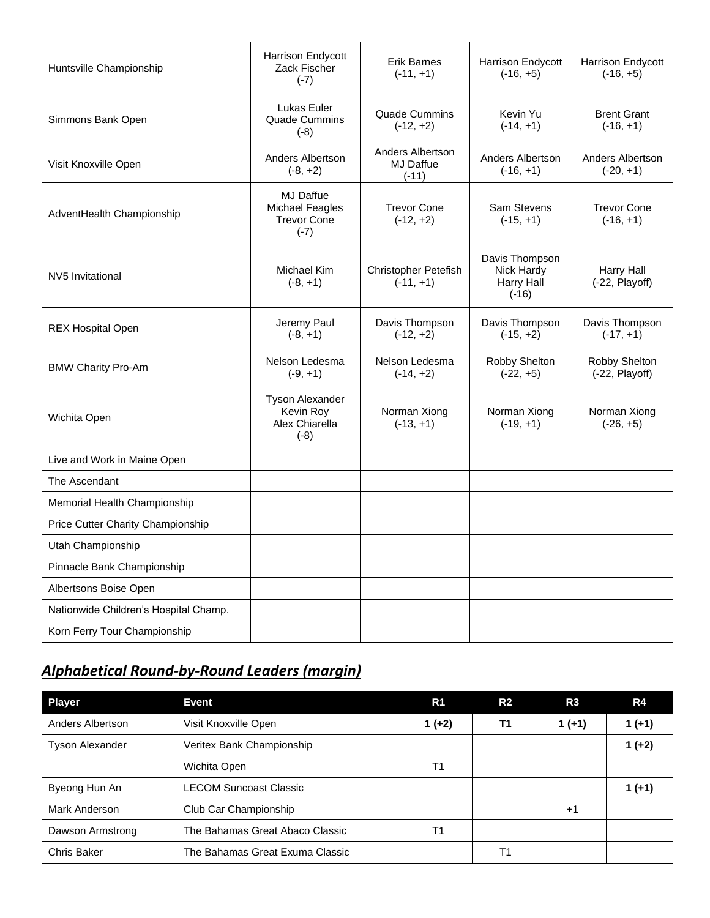| | | | | |
|---|---|---|---|---|
| Huntsville Championship | Harrison Endycott<br>Zack Fischer<br>(-7) | Erik Barnes<br>(-11, +1) | Harrison Endycott<br>(-16, +5) | Harrison Endycott<br>(-16, +5) |
| Simmons Bank Open | Lukas Euler<br>Quade Cummins<br>(-8) | Quade Cummins<br>(-12, +2) | Kevin Yu<br>(-14, +1) | Brent Grant<br>(-16, +1) |
| Visit Knoxville Open | Anders Albertson<br>(-8, +2) | Anders Albertson<br>MJ Daffue<br>(-11) | Anders Albertson<br>(-16, +1) | Anders Albertson<br>(-20, +1) |
| AdventHealth Championship | MJ Daffue<br>Michael Feagles<br>Trevor Cone<br>(-7) | Trevor Cone<br>(-12, +2) | Sam Stevens<br>(-15, +1) | Trevor Cone<br>(-16, +1) |
| NV5 Invitational | Michael Kim<br>(-8, +1) | Christopher Petefish<br>(-11, +1) | Davis Thompson<br>Nick Hardy<br>Harry Hall<br>(-16) | Harry Hall<br>(-22, Playoff) |
| REX Hospital Open | Jeremy Paul<br>(-8, +1) | Davis Thompson<br>(-12, +2) | Davis Thompson<br>(-15, +2) | Davis Thompson<br>(-17, +1) |
| BMW Charity Pro-Am | Nelson Ledesma<br>(-9, +1) | Nelson Ledesma<br>(-14, +2) | Robby Shelton<br>(-22, +5) | Robby Shelton<br>(-22, Playoff) |
| Wichita Open | Tyson Alexander<br>Kevin Roy<br>Alex Chiarella<br>(-8) | Norman Xiong<br>(-13, +1) | Norman Xiong<br>(-19, +1) | Norman Xiong<br>(-26, +5) |
| Live and Work in Maine Open | | | | |
| The Ascendant | | | | |
| Memorial Health Championship | | | | |
| Price Cutter Charity Championship | | | | |
| Utah Championship | | | | |
| Pinnacle Bank Championship | | | | |
| Albertsons Boise Open | | | | |
| Nationwide Children's Hospital Champ. | | | | |
| Korn Ferry Tour Championship | | | | |

## ***Alphabetical Round-by-Round Leaders (margin)***

| Player | Event | R1 | R2 | R3 | R4 |
|---|---|---|---|---|---|
| Anders Albertson | Visit Knoxville Open | **1 (+2)** | **T1** | **1 (+1)** | **1 (+1)** |
| Tyson Alexander | Veritex Bank Championship | | | | **1 (+2)** |
| | Wichita Open | T1 | | | |
| Byeong Hun An | LECOM Suncoast Classic | | | | **1 (+1)** |
| Mark Anderson | Club Car Championship | | | +1 | |
| Dawson Armstrong | The Bahamas Great Abaco Classic | T1 | | | |
| Chris Baker | The Bahamas Great Exuma Classic | | T1 | | |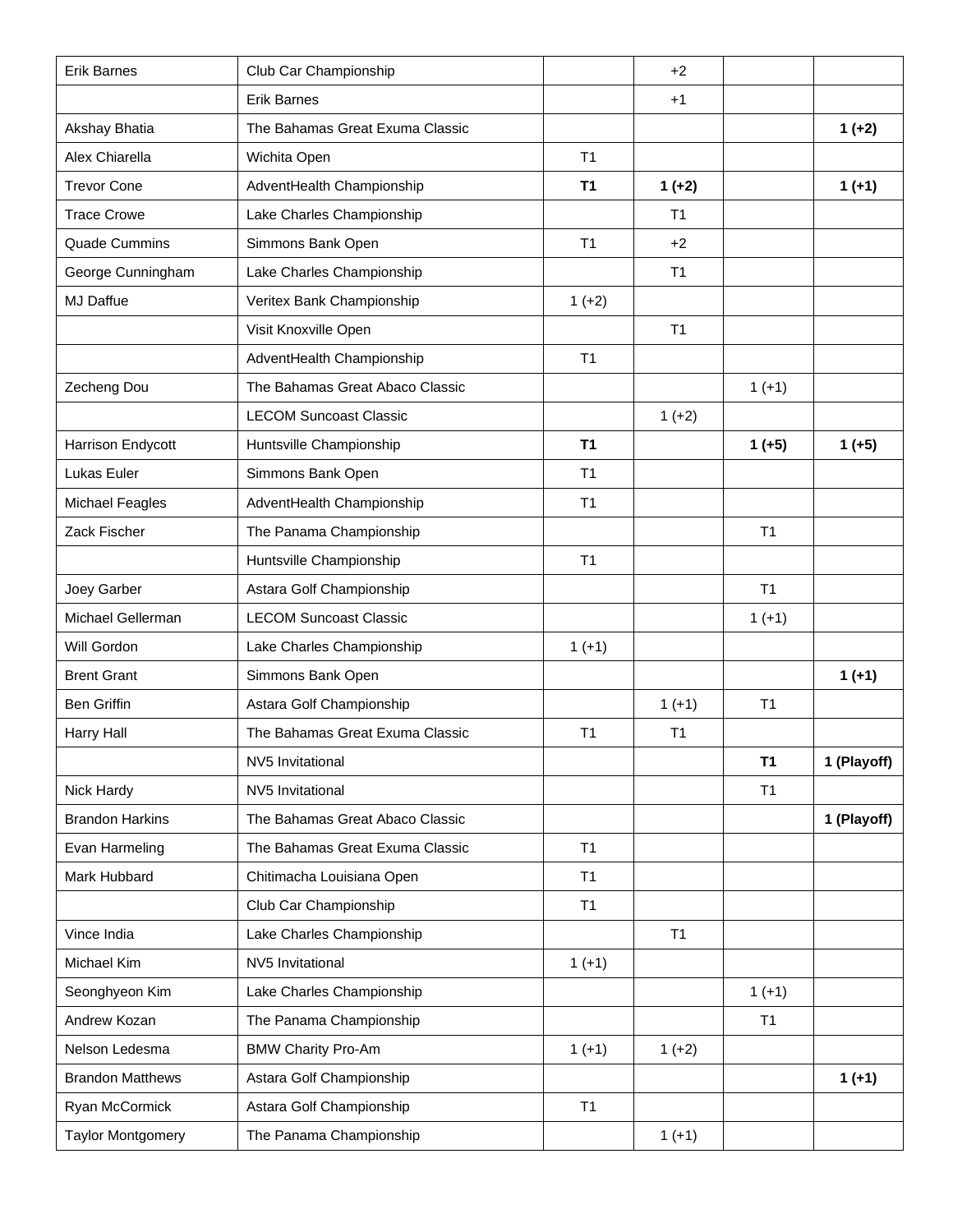| | | | | | |
|---|---|---|---|---|---|
| Erik Barnes | Club Car Championship | | +2 | | |
| | Erik Barnes | | +1 | | |
| Akshay Bhatia | The Bahamas Great Exuma Classic | | | | **1 (+2)** |
| Alex Chiarella | Wichita Open | T1 | | | |
| Trevor Cone | AdventHealth Championship | **T1** | **1 (+2)** | | **1 (+1)** |
| Trace Crowe | Lake Charles Championship | | T1 | | |
| Quade Cummins | Simmons Bank Open | T1 | +2 | | |
| George Cunningham | Lake Charles Championship | | T1 | | |
| MJ Daffue | Veritex Bank Championship | 1 (+2) | | | |
| | Visit Knoxville Open | | T1 | | |
| | AdventHealth Championship | T1 | | | |
| Zecheng Dou | The Bahamas Great Abaco Classic | | | 1 (+1) | |
| | LECOM Suncoast Classic | | 1 (+2) | | |
| Harrison Endycott | Huntsville Championship | **T1** | | **1 (+5)** | **1 (+5)** |
| Lukas Euler | Simmons Bank Open | T1 | | | |
| Michael Feagles | AdventHealth Championship | T1 | | | |
| Zack Fischer | The Panama Championship | | | T1 | |
| | Huntsville Championship | T1 | | | |
| Joey Garber | Astara Golf Championship | | | T1 | |
| Michael Gellerman | LECOM Suncoast Classic | | | 1 (+1) | |
| Will Gordon | Lake Charles Championship | 1 (+1) | | | |
| Brent Grant | Simmons Bank Open | | | | **1 (+1)** |
| Ben Griffin | Astara Golf Championship | | 1 (+1) | T1 | |
| Harry Hall | The Bahamas Great Exuma Classic | T1 | T1 | | |
| | NV5 Invitational | | | **T1** | **1 (Playoff)** |
| Nick Hardy | NV5 Invitational | | | T1 | |
| Brandon Harkins | The Bahamas Great Abaco Classic | | | | **1 (Playoff)** |
| Evan Harmeling | The Bahamas Great Exuma Classic | T1 | | | |
| Mark Hubbard | Chitimacha Louisiana Open | T1 | | | |
| | Club Car Championship | T1 | | | |
| Vince India | Lake Charles Championship | | T1 | | |
| Michael Kim | NV5 Invitational | 1 (+1) | | | |
| Seonghyeon Kim | Lake Charles Championship | | | 1 (+1) | |
| Andrew Kozan | The Panama Championship | | | T1 | |
| Nelson Ledesma | BMW Charity Pro-Am | 1 (+1) | 1 (+2) | | |
| Brandon Matthews | Astara Golf Championship | | | | **1 (+1)** |
| Ryan McCormick | Astara Golf Championship | T1 | | | |
| Taylor Montgomery | The Panama Championship | | 1 (+1) | | |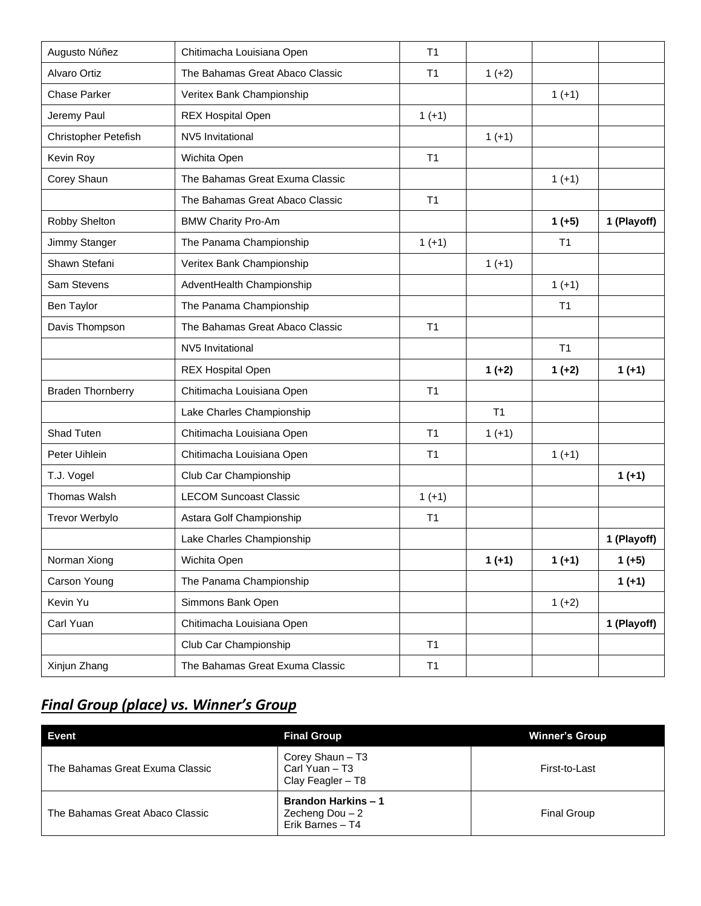| | | | | | |
|---|---|---|---|---|---|
| Augusto Núñez | Chitimacha Louisiana Open | T1 | | | |
| Alvaro Ortiz | The Bahamas Great Abaco Classic | T1 | 1 (+2) | | |
| Chase Parker | Veritex Bank Championship | | | 1 (+1) | |
| Jeremy Paul | REX Hospital Open | 1 (+1) | | | |
| Christopher Petefish | NV5 Invitational | | 1 (+1) | | |
| Kevin Roy | Wichita Open | T1 | | | |
| Corey Shaun | The Bahamas Great Exuma Classic | | | 1 (+1) | |
| | The Bahamas Great Abaco Classic | T1 | | | |
| Robby Shelton | BMW Charity Pro-Am | | | **1 (+5)** | **1 (Playoff)** |
| Jimmy Stanger | The Panama Championship | 1 (+1) | | T1 | |
| Shawn Stefani | Veritex Bank Championship | | 1 (+1) | | |
| Sam Stevens | AdventHealth Championship | | | 1 (+1) | |
| Ben Taylor | The Panama Championship | | | T1 | |
| Davis Thompson | The Bahamas Great Abaco Classic | T1 | | | |
| | NV5 Invitational | | | T1 | |
| | REX Hospital Open | | **1 (+2)** | **1 (+2)** | **1 (+1)** |
| Braden Thornberry | Chitimacha Louisiana Open | T1 | | | |
| | Lake Charles Championship | | T1 | | |
| Shad Tuten | Chitimacha Louisiana Open | T1 | 1 (+1) | | |
| Peter Uihlein | Chitimacha Louisiana Open | T1 | | 1 (+1) | |
| T.J. Vogel | Club Car Championship | | | | **1 (+1)** |
| Thomas Walsh | LECOM Suncoast Classic | 1 (+1) | | | |
| Trevor Werbylo | Astara Golf Championship | T1 | | | |
| | Lake Charles Championship | | | | **1 (Playoff)** |
| Norman Xiong | Wichita Open | | **1 (+1)** | **1 (+1)** | **1 (+5)** |
| Carson Young | The Panama Championship | | | | **1 (+1)** |
| Kevin Yu | Simmons Bank Open | | | 1 (+2) | |
| Carl Yuan | Chitimacha Louisiana Open | | | | **1 (Playoff)** |
| | Club Car Championship | T1 | | | |
| Xinjun Zhang | The Bahamas Great Exuma Classic | T1 | | | |

## ***Final Group (place) vs. Winner's Group***

| Event | Final Group | Winner's Group |
|---|---|---|
| The Bahamas Great Exuma Classic | Corey Shaun – T3<br>Carl Yuan – T3<br>Clay Feagler – T8 | First-to-Last |
| The Bahamas Great Abaco Classic | **Brandon Harkins – 1**<br>Zecheng Dou – 2<br>Erik Barnes – T4 | Final Group |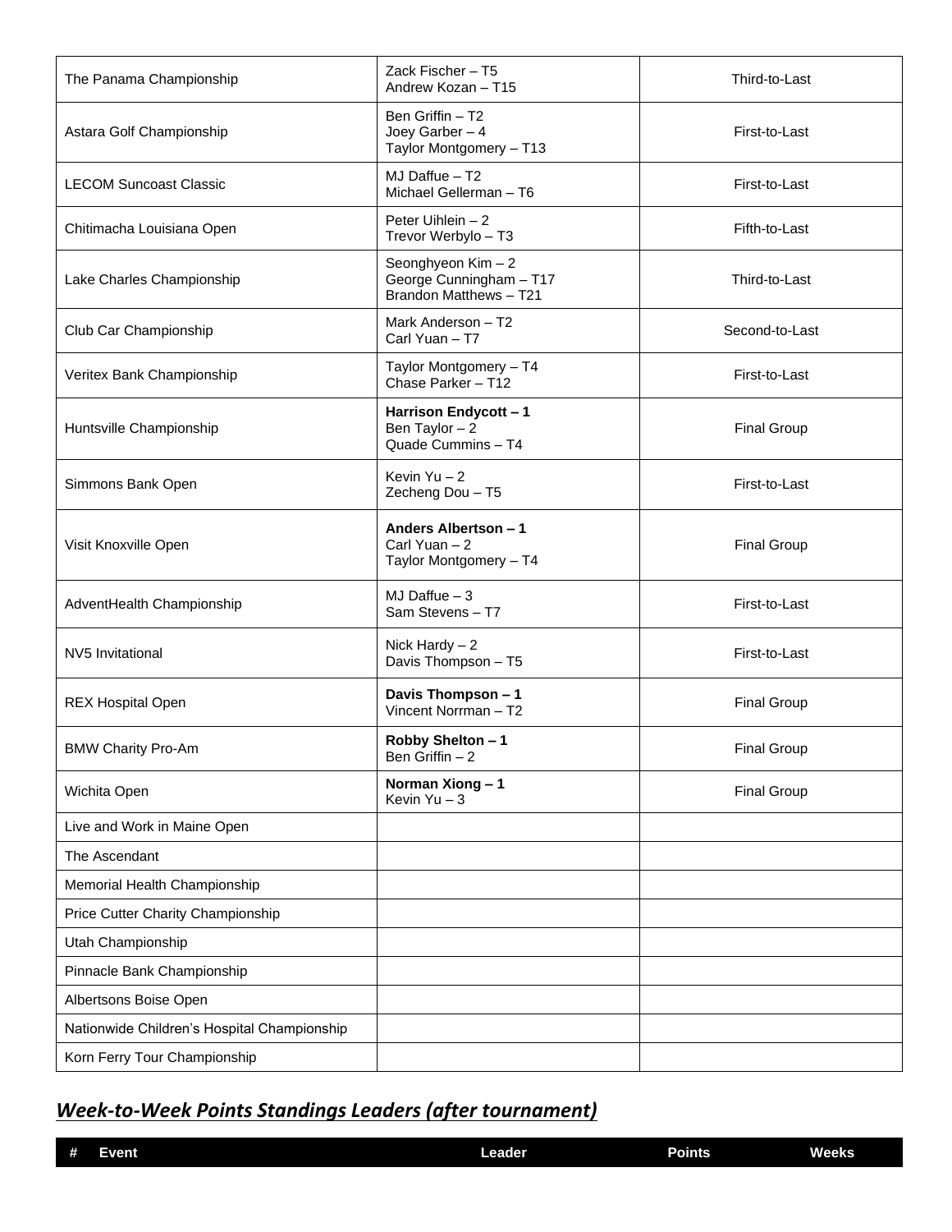| | | |
|---|---|---|
| The Panama Championship | Zack Fischer – T5<br>Andrew Kozan – T15 | Third-to-Last |
| Astara Golf Championship | Ben Griffin – T2<br>Joey Garber – 4<br>Taylor Montgomery – T13 | First-to-Last |
| LECOM Suncoast Classic | MJ Daffue – T2<br>Michael Gellerman – T6 | First-to-Last |
| Chitimacha Louisiana Open | Peter Uihlein – 2<br>Trevor Werbylo – T3 | Fifth-to-Last |
| Lake Charles Championship | Seonghyeon Kim – 2<br>George Cunningham – T17<br>Brandon Matthews – T21 | Third-to-Last |
| Club Car Championship | Mark Anderson – T2<br>Carl Yuan – T7 | Second-to-Last |
| Veritex Bank Championship | Taylor Montgomery – T4<br>Chase Parker – T12 | First-to-Last |
| Huntsville Championship | **Harrison Endycott – 1**<br>Ben Taylor – 2<br>Quade Cummins – T4 | Final Group |
| Simmons Bank Open | Kevin Yu – 2<br>Zecheng Dou – T5 | First-to-Last |
| Visit Knoxville Open | **Anders Albertson – 1**<br>Carl Yuan – 2<br>Taylor Montgomery – T4 | Final Group |
| AdventHealth Championship | MJ Daffue – 3<br>Sam Stevens – T7 | First-to-Last |
| NV5 Invitational | Nick Hardy – 2<br>Davis Thompson – T5 | First-to-Last |
| REX Hospital Open | **Davis Thompson – 1**<br>Vincent Norrman – T2 | Final Group |
| BMW Charity Pro-Am | **Robby Shelton – 1**<br>Ben Griffin – 2 | Final Group |
| Wichita Open | **Norman Xiong – 1**<br>Kevin Yu – 3 | Final Group |
| Live and Work in Maine Open | | |
| The Ascendant | | |
| Memorial Health Championship | | |
| Price Cutter Charity Championship | | |
| Utah Championship | | |
| Pinnacle Bank Championship | | |
| Albertsons Boise Open | | |
| Nationwide Children's Hospital Championship | | |
| Korn Ferry Tour Championship | | |

## ***Week-to-Week Points Standings Leaders (after tournament)***

| # | Event | Leader | Points | Weeks |
|---|---|---|---|---|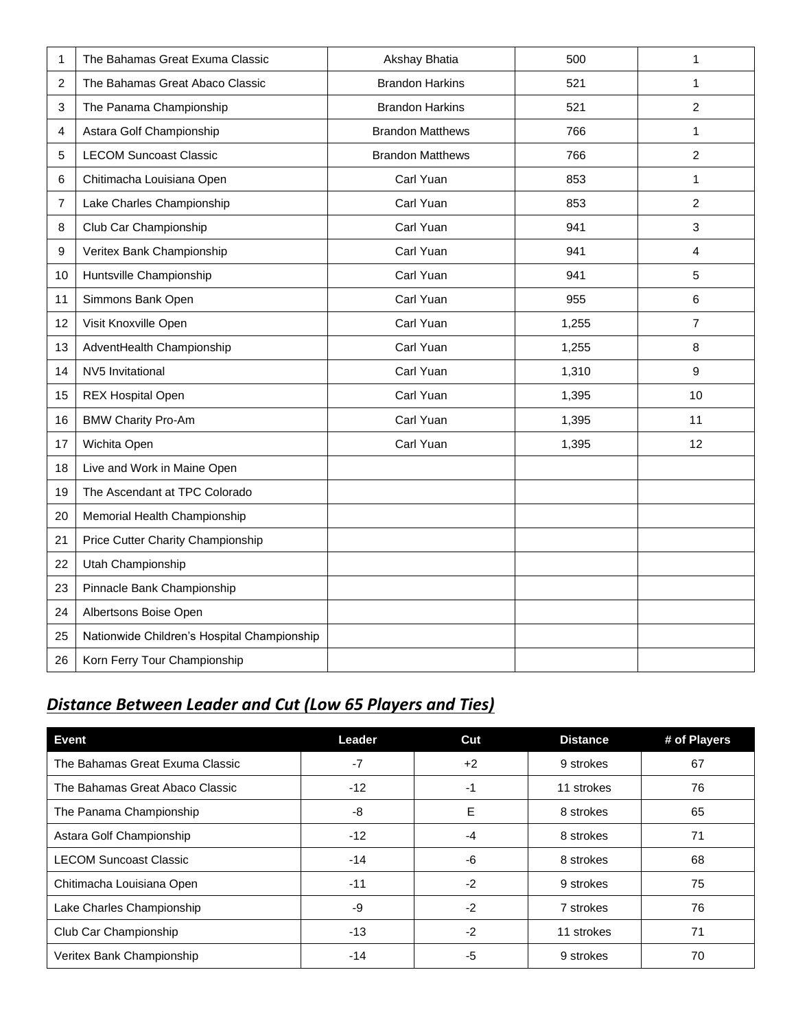| 1 | The Bahamas Great Exuma Classic | Akshay Bhatia | 500 | 1 |
|---|---|---|---|---|
| 2 | The Bahamas Great Abaco Classic | Brandon Harkins | 521 | 1 |
| 3 | The Panama Championship | Brandon Harkins | 521 | 2 |
| 4 | Astara Golf Championship | Brandon Matthews | 766 | 1 |
| 5 | LECOM Suncoast Classic | Brandon Matthews | 766 | 2 |
| 6 | Chitimacha Louisiana Open | Carl Yuan | 853 | 1 |
| 7 | Lake Charles Championship | Carl Yuan | 853 | 2 |
| 8 | Club Car Championship | Carl Yuan | 941 | 3 |
| 9 | Veritex Bank Championship | Carl Yuan | 941 | 4 |
| 10 | Huntsville Championship | Carl Yuan | 941 | 5 |
| 11 | Simmons Bank Open | Carl Yuan | 955 | 6 |
| 12 | Visit Knoxville Open | Carl Yuan | 1,255 | 7 |
| 13 | AdventHealth Championship | Carl Yuan | 1,255 | 8 |
| 14 | NV5 Invitational | Carl Yuan | 1,310 | 9 |
| 15 | REX Hospital Open | Carl Yuan | 1,395 | 10 |
| 16 | BMW Charity Pro-Am | Carl Yuan | 1,395 | 11 |
| 17 | Wichita Open | Carl Yuan | 1,395 | 12 |
| 18 | Live and Work in Maine Open | | | |
| 19 | The Ascendant at TPC Colorado | | | |
| 20 | Memorial Health Championship | | | |
| 21 | Price Cutter Charity Championship | | | |
| 22 | Utah Championship | | | |
| 23 | Pinnacle Bank Championship | | | |
| 24 | Albertsons Boise Open | | | |
| 25 | Nationwide Children's Hospital Championship | | | |
| 26 | Korn Ferry Tour Championship | | | |

## *Distance Between Leader and Cut (Low 65 Players and Ties)*

| Event | Leader | Cut | Distance | # of Players |
|---|---|---|---|---|
| The Bahamas Great Exuma Classic | -7 | +2 | 9 strokes | 67 |
| The Bahamas Great Abaco Classic | -12 | -1 | 11 strokes | 76 |
| The Panama Championship | -8 | E | 8 strokes | 65 |
| Astara Golf Championship | -12 | -4 | 8 strokes | 71 |
| LECOM Suncoast Classic | -14 | -6 | 8 strokes | 68 |
| Chitimacha Louisiana Open | -11 | -2 | 9 strokes | 75 |
| Lake Charles Championship | -9 | -2 | 7 strokes | 76 |
| Club Car Championship | -13 | -2 | 11 strokes | 71 |
| Veritex Bank Championship | -14 | -5 | 9 strokes | 70 |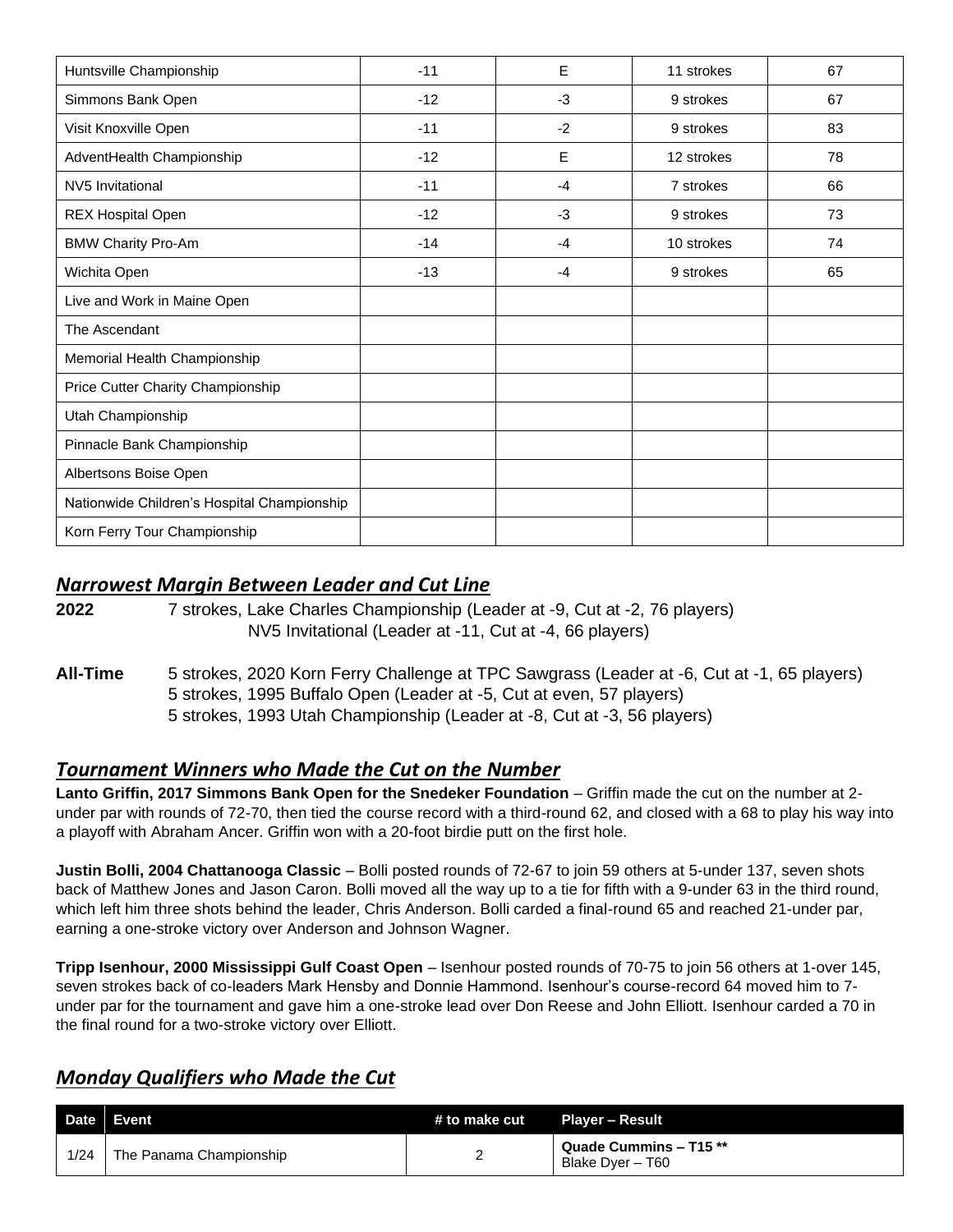| | | | | |
|---|---|---|---|---|
| Huntsville Championship | -11 | E | 11 strokes | 67 |
| Simmons Bank Open | -12 | -3 | 9 strokes | 67 |
| Visit Knoxville Open | -11 | -2 | 9 strokes | 83 |
| AdventHealth Championship | -12 | E | 12 strokes | 78 |
| NV5 Invitational | -11 | -4 | 7 strokes | 66 |
| REX Hospital Open | -12 | -3 | 9 strokes | 73 |
| BMW Charity Pro-Am | -14 | -4 | 10 strokes | 74 |
| Wichita Open | -13 | -4 | 9 strokes | 65 |
| Live and Work in Maine Open | | | | |
| The Ascendant | | | | |
| Memorial Health Championship | | | | |
| Price Cutter Charity Championship | | | | |
| Utah Championship | | | | |
| Pinnacle Bank Championship | | | | |
| Albertsons Boise Open | | | | |
| Nationwide Children's Hospital Championship | | | | |
| Korn Ferry Tour Championship | | | | |

## *Narrowest Margin Between Leader and Cut Line*

**2022** 7 strokes, Lake Charles Championship (Leader at -9, Cut at -2, 76 players)
NV5 Invitational (Leader at -11, Cut at -4, 66 players)

**All-Time** 5 strokes, 2020 Korn Ferry Challenge at TPC Sawgrass (Leader at -6, Cut at -1, 65 players)
5 strokes, 1995 Buffalo Open (Leader at -5, Cut at even, 57 players)
5 strokes, 1993 Utah Championship (Leader at -8, Cut at -3, 56 players)

## *Tournament Winners who Made the Cut on the Number*

**Lanto Griffin, 2017 Simmons Bank Open for the Snedeker Foundation** – Griffin made the cut on the number at 2-under par with rounds of 72-70, then tied the course record with a third-round 62, and closed with a 68 to play his way into a playoff with Abraham Ancer. Griffin won with a 20-foot birdie putt on the first hole.

**Justin Bolli, 2004 Chattanooga Classic** – Bolli posted rounds of 72-67 to join 59 others at 5-under 137, seven shots back of Matthew Jones and Jason Caron. Bolli moved all the way up to a tie for fifth with a 9-under 63 in the third round, which left him three shots behind the leader, Chris Anderson. Bolli carded a final-round 65 and reached 21-under par, earning a one-stroke victory over Anderson and Johnson Wagner.

**Tripp Isenhour, 2000 Mississippi Gulf Coast Open** – Isenhour posted rounds of 70-75 to join 56 others at 1-over 145, seven strokes back of co-leaders Mark Hensby and Donnie Hammond. Isenhour's course-record 64 moved him to 7-under par for the tournament and gave him a one-stroke lead over Don Reese and John Elliott. Isenhour carded a 70 in the final round for a two-stroke victory over Elliott.

## *Monday Qualifiers who Made the Cut*

| Date | Event | # to make cut | Player – Result |
|---|---|---|---|
| 1/24 | The Panama Championship | 2 | **Quade Cummins – T15 \*\***<br>Blake Dyer – T60 |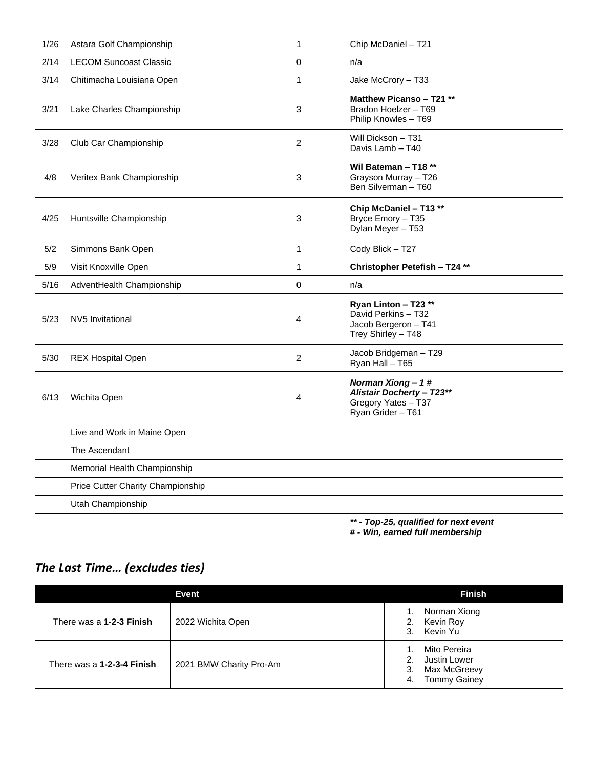| | | | |
|---|---|---|---|
| 1/26 | Astara Golf Championship | 1 | Chip McDaniel – T21 |
| 2/14 | LECOM Suncoast Classic | 0 | n/a |
| 3/14 | Chitimacha Louisiana Open | 1 | Jake McCrory – T33 |
| 3/21 | Lake Charles Championship | 3 | **Matthew Picanso – T21 \*\***<br>Bradon Hoelzer – T69<br>Philip Knowles – T69 |
| 3/28 | Club Car Championship | 2 | Will Dickson – T31<br>Davis Lamb – T40 |
| 4/8 | Veritex Bank Championship | 3 | **Wil Bateman – T18 \*\***<br>Grayson Murray – T26<br>Ben Silverman – T60 |
| 4/25 | Huntsville Championship | 3 | **Chip McDaniel – T13 \*\***<br>Bryce Emory – T35<br>Dylan Meyer – T53 |
| 5/2 | Simmons Bank Open | 1 | Cody Blick – T27 |
| 5/9 | Visit Knoxville Open | 1 | **Christopher Petefish – T24 \*\*** |
| 5/16 | AdventHealth Championship | 0 | n/a |
| 5/23 | NV5 Invitational | 4 | **Ryan Linton – T23 \*\***<br>David Perkins – T32<br>Jacob Bergeron – T41<br>Trey Shirley – T48 |
| 5/30 | REX Hospital Open | 2 | Jacob Bridgeman – T29<br>Ryan Hall – T65 |
| 6/13 | Wichita Open | 4 | ***Norman Xiong – 1 #***<br>***Alistair Docherty – T23\*\****<br>Gregory Yates – T37<br>Ryan Grider – T61 |
| | Live and Work in Maine Open | | |
| | The Ascendant | | |
| | Memorial Health Championship | | |
| | Price Cutter Charity Championship | | |
| | Utah Championship | | |
| | | | ***\*\* - Top-25, qualified for next event***<br>***# - Win, earned full membership*** |

## ***The Last Time… (excludes ties)***

| Event | | Finish |
|---|---|---|
| There was a **1-2-3 Finish** | 2022 Wichita Open | 1. Norman Xiong<br>2. Kevin Roy<br>3. Kevin Yu |
| There was a **1-2-3-4 Finish** | 2021 BMW Charity Pro-Am | 1. Mito Pereira<br>2. Justin Lower<br>3. Max McGreevy<br>4. Tommy Gainey |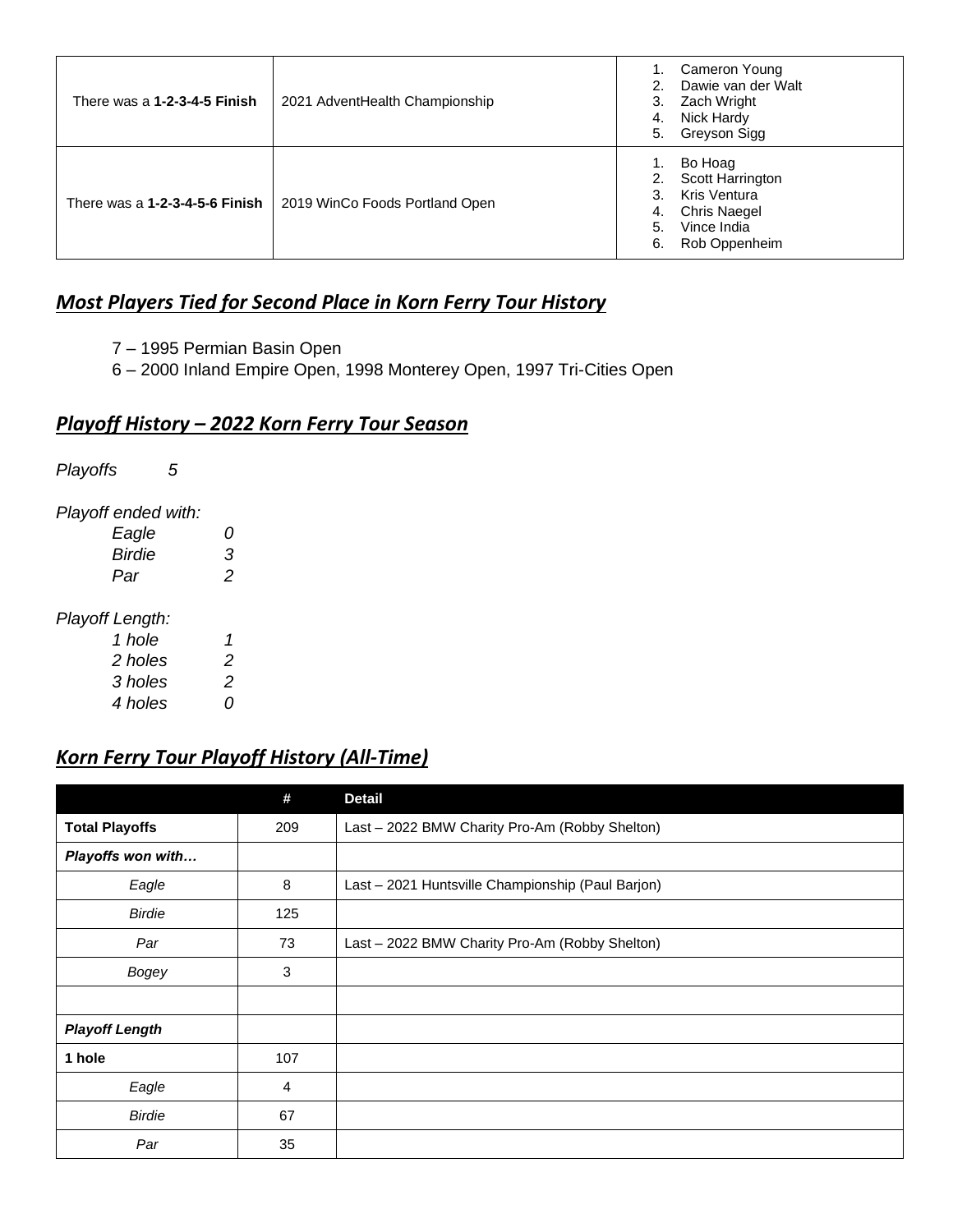| | | |
|---|---|---|
| There was a **1-2-3-4-5 Finish** | 2021 AdventHealth Championship | 1. Cameron Young<br>2. Dawie van der Walt<br>3. Zach Wright<br>4. Nick Hardy<br>5. Greyson Sigg |
| There was a **1-2-3-4-5-6 Finish** | 2019 WinCo Foods Portland Open | 1. Bo Hoag<br>2. Scott Harrington<br>3. Kris Ventura<br>4. Chris Naegel<br>5. Vince India<br>6. Rob Oppenheim |

## *Most Players Tied for Second Place in Korn Ferry Tour History*

7 – 1995 Permian Basin Open
6 – 2000 Inland Empire Open, 1998 Monterey Open, 1997 Tri-Cities Open

## *Playoff History – 2022 Korn Ferry Tour Season*

*Playoffs* 5

*Playoff ended with:*

| | |
|---|---|
| *Eagle* | *0* |
| *Birdie* | *3* |
| *Par* | *2* |

*Playoff Length:*

| | |
|---|---|
| *1 hole* | *1* |
| *2 holes* | *2* |
| *3 holes* | *2* |
| *4 holes* | *0* |

## *Korn Ferry Tour Playoff History (All-Time)*

| | # | Detail |
|---|---|---|
| **Total Playoffs** | 209 | Last – 2022 BMW Charity Pro-Am (Robby Shelton) |
| ***Playoffs won with…*** | | |
| *Eagle* | 8 | Last – 2021 Huntsville Championship (Paul Barjon) |
| *Birdie* | 125 | |
| *Par* | 73 | Last – 2022 BMW Charity Pro-Am (Robby Shelton) |
| *Bogey* | 3 | |
| | | |
| ***Playoff Length*** | | |
| **1 hole** | 107 | |
| *Eagle* | 4 | |
| *Birdie* | 67 | |
| *Par* | 35 | |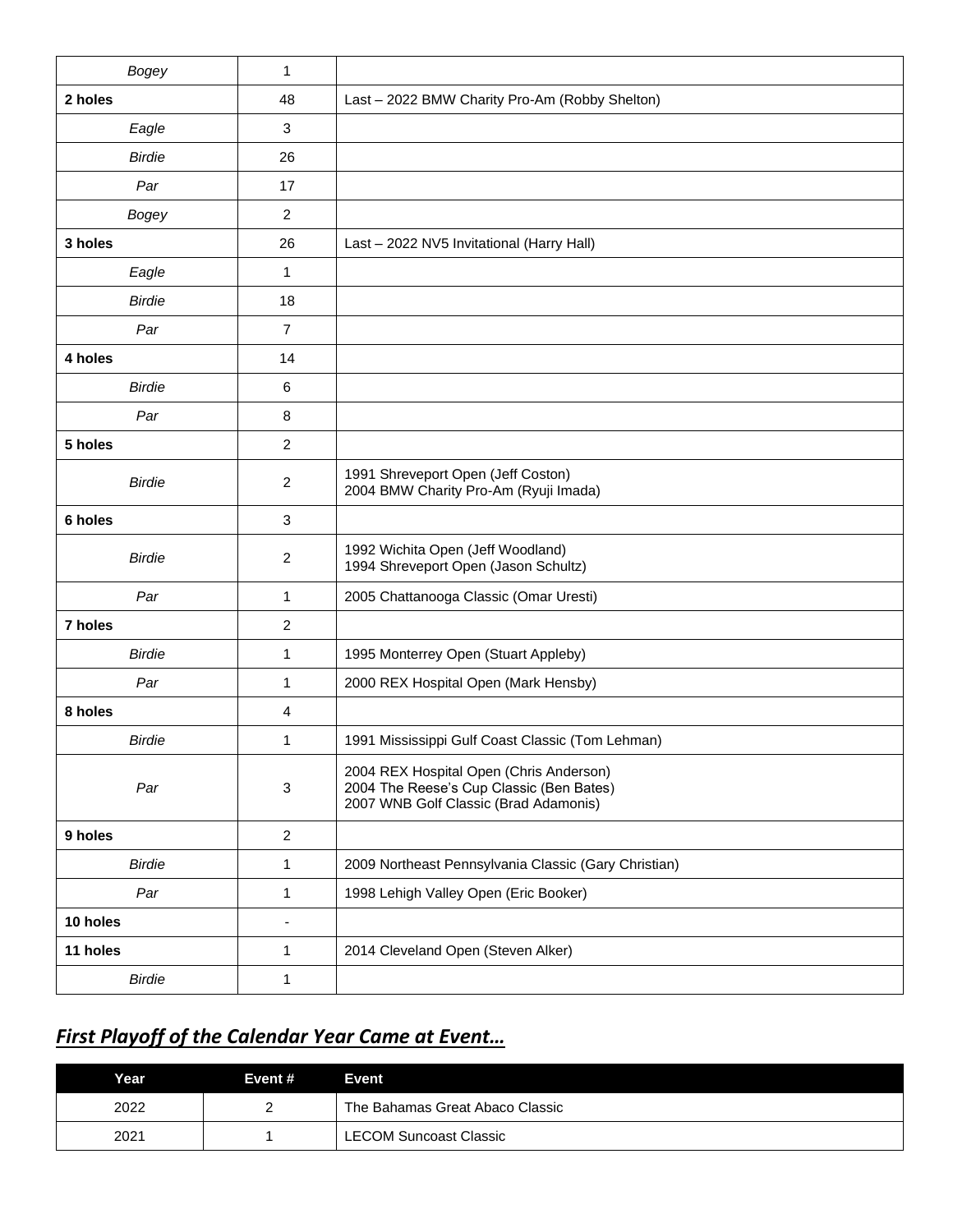| | | |
|---|---|---|
| *Bogey* | 1 | |
| **2 holes** | 48 | Last – 2022 BMW Charity Pro-Am (Robby Shelton) |
| *Eagle* | 3 | |
| *Birdie* | 26 | |
| *Par* | 17 | |
| *Bogey* | 2 | |
| **3 holes** | 26 | Last – 2022 NV5 Invitational (Harry Hall) |
| *Eagle* | 1 | |
| *Birdie* | 18 | |
| *Par* | 7 | |
| **4 holes** | 14 | |
| *Birdie* | 6 | |
| *Par* | 8 | |
| **5 holes** | 2 | |
| *Birdie* | 2 | 1991 Shreveport Open (Jeff Coston)<br>2004 BMW Charity Pro-Am (Ryuji Imada) |
| **6 holes** | 3 | |
| *Birdie* | 2 | 1992 Wichita Open (Jeff Woodland)<br>1994 Shreveport Open (Jason Schultz) |
| *Par* | 1 | 2005 Chattanooga Classic (Omar Uresti) |
| **7 holes** | 2 | |
| *Birdie* | 1 | 1995 Monterrey Open (Stuart Appleby) |
| *Par* | 1 | 2000 REX Hospital Open (Mark Hensby) |
| **8 holes** | 4 | |
| *Birdie* | 1 | 1991 Mississippi Gulf Coast Classic (Tom Lehman) |
| *Par* | 3 | 2004 REX Hospital Open (Chris Anderson)<br>2004 The Reese's Cup Classic (Ben Bates)<br>2007 WNB Golf Classic (Brad Adamonis) |
| **9 holes** | 2 | |
| *Birdie* | 1 | 2009 Northeast Pennsylvania Classic (Gary Christian) |
| *Par* | 1 | 1998 Lehigh Valley Open (Eric Booker) |
| **10 holes** | - | |
| **11 holes** | 1 | 2014 Cleveland Open (Steven Alker) |
| *Birdie* | 1 | |

## ***First Playoff of the Calendar Year Came at Event…***

| Year | Event # | Event |
|---|---|---|
| 2022 | 2 | The Bahamas Great Abaco Classic |
| 2021 | 1 | LECOM Suncoast Classic |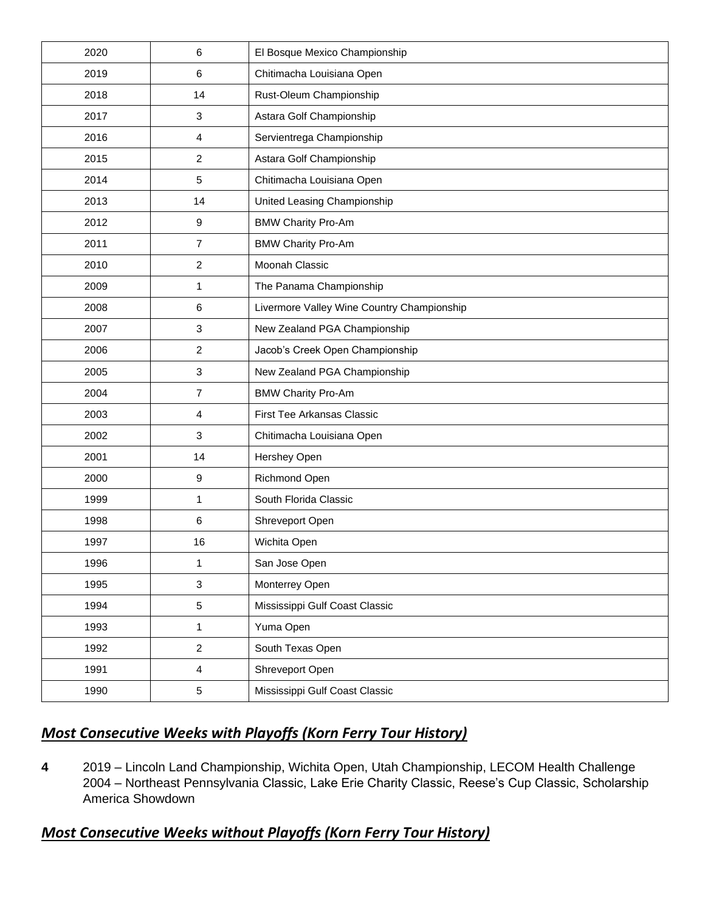| 2020 | 6 | El Bosque Mexico Championship |
|---|---|---|
| 2019 | 6 | Chitimacha Louisiana Open |
| 2018 | 14 | Rust-Oleum Championship |
| 2017 | 3 | Astara Golf Championship |
| 2016 | 4 | Servientrega Championship |
| 2015 | 2 | Astara Golf Championship |
| 2014 | 5 | Chitimacha Louisiana Open |
| 2013 | 14 | United Leasing Championship |
| 2012 | 9 | BMW Charity Pro-Am |
| 2011 | 7 | BMW Charity Pro-Am |
| 2010 | 2 | Moonah Classic |
| 2009 | 1 | The Panama Championship |
| 2008 | 6 | Livermore Valley Wine Country Championship |
| 2007 | 3 | New Zealand PGA Championship |
| 2006 | 2 | Jacob's Creek Open Championship |
| 2005 | 3 | New Zealand PGA Championship |
| 2004 | 7 | BMW Charity Pro-Am |
| 2003 | 4 | First Tee Arkansas Classic |
| 2002 | 3 | Chitimacha Louisiana Open |
| 2001 | 14 | Hershey Open |
| 2000 | 9 | Richmond Open |
| 1999 | 1 | South Florida Classic |
| 1998 | 6 | Shreveport Open |
| 1997 | 16 | Wichita Open |
| 1996 | 1 | San Jose Open |
| 1995 | 3 | Monterrey Open |
| 1994 | 5 | Mississippi Gulf Coast Classic |
| 1993 | 1 | Yuma Open |
| 1992 | 2 | South Texas Open |
| 1991 | 4 | Shreveport Open |
| 1990 | 5 | Mississippi Gulf Coast Classic |

## ***Most Consecutive Weeks with Playoffs (Korn Ferry Tour History)***

**4** 2019 – Lincoln Land Championship, Wichita Open, Utah Championship, LECOM Health Challenge
2004 – Northeast Pennsylvania Classic, Lake Erie Charity Classic, Reese's Cup Classic, Scholarship America Showdown

## ***Most Consecutive Weeks without Playoffs (Korn Ferry Tour History)***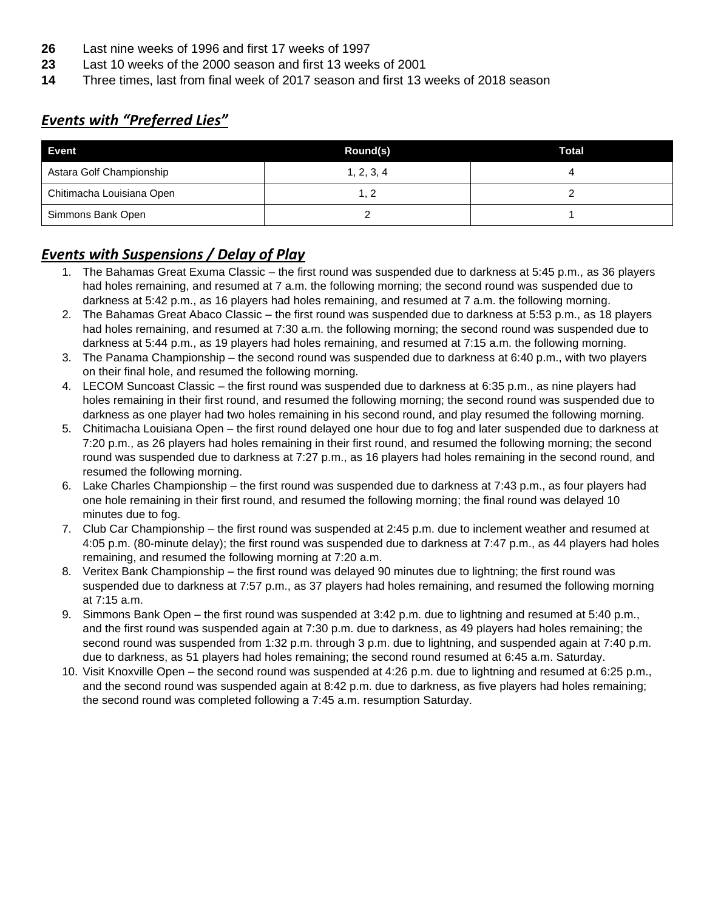**26** Last nine weeks of 1996 and first 17 weeks of 1997
**23** Last 10 weeks of the 2000 season and first 13 weeks of 2001
**14** Three times, last from final week of 2017 season and first 13 weeks of 2018 season

## ***Events with "Preferred Lies"***

| Event | Round(s) | Total |
|---|---|---|
| Astara Golf Championship | 1, 2, 3, 4 | 4 |
| Chitimacha Louisiana Open | 1, 2 | 2 |
| Simmons Bank Open | 2 | 1 |

## ***Events with Suspensions / Delay of Play***

1. The Bahamas Great Exuma Classic – the first round was suspended due to darkness at 5:45 p.m., as 36 players had holes remaining, and resumed at 7 a.m. the following morning; the second round was suspended due to darkness at 5:42 p.m., as 16 players had holes remaining, and resumed at 7 a.m. the following morning.
2. The Bahamas Great Abaco Classic – the first round was suspended due to darkness at 5:53 p.m., as 18 players had holes remaining, and resumed at 7:30 a.m. the following morning; the second round was suspended due to darkness at 5:44 p.m., as 19 players had holes remaining, and resumed at 7:15 a.m. the following morning.
3. The Panama Championship – the second round was suspended due to darkness at 6:40 p.m., with two players on their final hole, and resumed the following morning.
4. LECOM Suncoast Classic – the first round was suspended due to darkness at 6:35 p.m., as nine players had holes remaining in their first round, and resumed the following morning; the second round was suspended due to darkness as one player had two holes remaining in his second round, and play resumed the following morning.
5. Chitimacha Louisiana Open – the first round delayed one hour due to fog and later suspended due to darkness at 7:20 p.m., as 26 players had holes remaining in their first round, and resumed the following morning; the second round was suspended due to darkness at 7:27 p.m., as 16 players had holes remaining in the second round, and resumed the following morning.
6. Lake Charles Championship – the first round was suspended due to darkness at 7:43 p.m., as four players had one hole remaining in their first round, and resumed the following morning; the final round was delayed 10 minutes due to fog.
7. Club Car Championship – the first round was suspended at 2:45 p.m. due to inclement weather and resumed at 4:05 p.m. (80-minute delay); the first round was suspended due to darkness at 7:47 p.m., as 44 players had holes remaining, and resumed the following morning at 7:20 a.m.
8. Veritex Bank Championship – the first round was delayed 90 minutes due to lightning; the first round was suspended due to darkness at 7:57 p.m., as 37 players had holes remaining, and resumed the following morning at 7:15 a.m.
9. Simmons Bank Open – the first round was suspended at 3:42 p.m. due to lightning and resumed at 5:40 p.m., and the first round was suspended again at 7:30 p.m. due to darkness, as 49 players had holes remaining; the second round was suspended from 1:32 p.m. through 3 p.m. due to lightning, and suspended again at 7:40 p.m. due to darkness, as 51 players had holes remaining; the second round resumed at 6:45 a.m. Saturday.
10. Visit Knoxville Open – the second round was suspended at 4:26 p.m. due to lightning and resumed at 6:25 p.m., and the second round was suspended again at 8:42 p.m. due to darkness, as five players had holes remaining; the second round was completed following a 7:45 a.m. resumption Saturday.